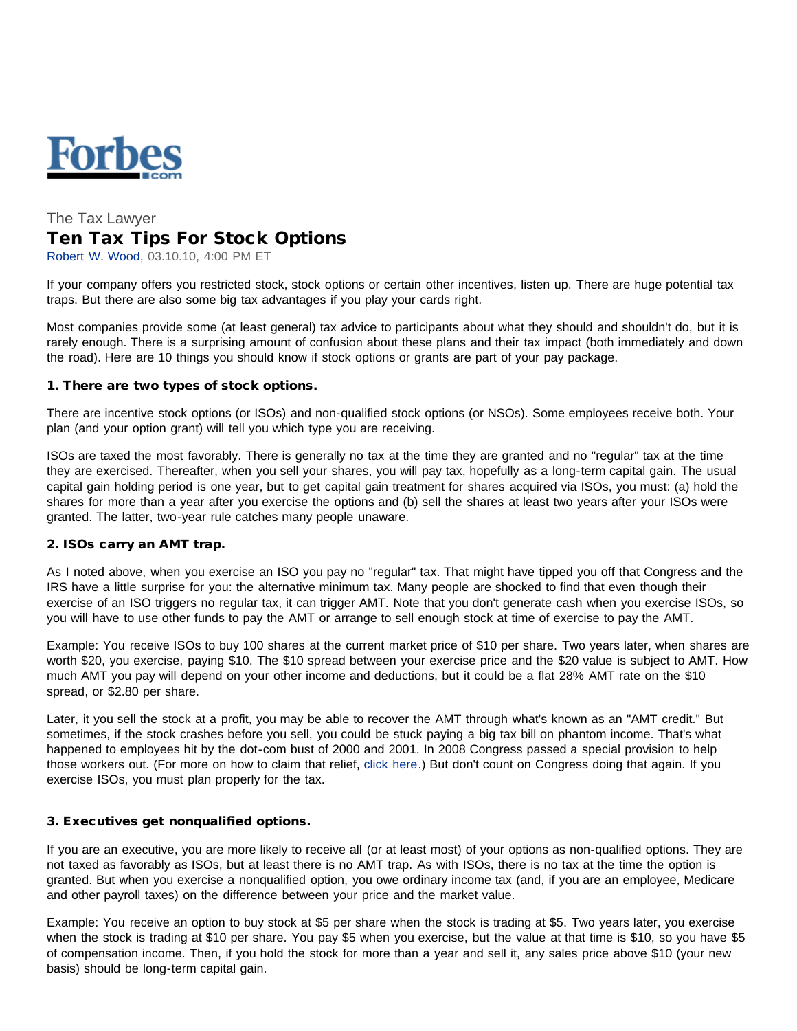Forbes.com

The Tax Lawyer

# Ten Tax Tips For Stock Options

Robert W. Wood, 03.10.10, 4:00 PM ET

If your company offers you restricted stock, stock options or certain other incentives, listen up. There are huge potential tax traps. But there are also some big tax advantages if you play your cards right.

Most companies provide some (at least general) tax advice to participants about what they should and shouldn't do, but it is rarely enough. There is a surprising amount of confusion about these plans and their tax impact (both immediately and down the road). Here are 10 things you should know if stock options or grants are part of your pay package.

### 1. There are two types of stock options.

There are incentive stock options (or ISOs) and non-qualified stock options (or NSOs). Some employees receive both. Your plan (and your option grant) will tell you which type you are receiving.

ISOs are taxed the most favorably. There is generally no tax at the time they are granted and no "regular" tax at the time they are exercised. Thereafter, when you sell your shares, you will pay tax, hopefully as a long-term capital gain. The usual capital gain holding period is one year, but to get capital gain treatment for shares acquired via ISOs, you must: (a) hold the shares for more than a year after you exercise the options and (b) sell the shares at least two years after your ISOs were granted. The latter, two-year rule catches many people unaware.

### 2. ISOs carry an AMT trap.

As I noted above, when you exercise an ISO you pay no "regular" tax. That might have tipped you off that Congress and the IRS have a little surprise for you: the alternative minimum tax. Many people are shocked to find that even though their exercise of an ISO triggers no regular tax, it can trigger AMT. Note that you don't generate cash when you exercise ISOs, so you will have to use other funds to pay the AMT or arrange to sell enough stock at time of exercise to pay the AMT.

Example: You receive ISOs to buy 100 shares at the current market price of $10 per share. Two years later, when shares are worth $20, you exercise, paying $10. The $10 spread between your exercise price and the $20 value is subject to AMT. How much AMT you pay will depend on your other income and deductions, but it could be a flat 28% AMT rate on the $10 spread, or $2.80 per share.

Later, it you sell the stock at a profit, you may be able to recover the AMT through what's known as an "AMT credit." But sometimes, if the stock crashes before you sell, you could be stuck paying a big tax bill on phantom income. That's what happened to employees hit by the dot-com bust of 2000 and 2001. In 2008 Congress passed a special provision to help those workers out. (For more on how to claim that relief, click here.) But don't count on Congress doing that again. If you exercise ISOs, you must plan properly for the tax.

### 3. Executives get nonqualified options.

If you are an executive, you are more likely to receive all (or at least most) of your options as non-qualified options. They are not taxed as favorably as ISOs, but at least there is no AMT trap. As with ISOs, there is no tax at the time the option is granted. But when you exercise a nonqualified option, you owe ordinary income tax (and, if you are an employee, Medicare and other payroll taxes) on the difference between your price and the market value.

Example: You receive an option to buy stock at $5 per share when the stock is trading at $5. Two years later, you exercise when the stock is trading at $10 per share. You pay $5 when you exercise, but the value at that time is $10, so you have $5 of compensation income. Then, if you hold the stock for more than a year and sell it, any sales price above $10 (your new basis) should be long-term capital gain.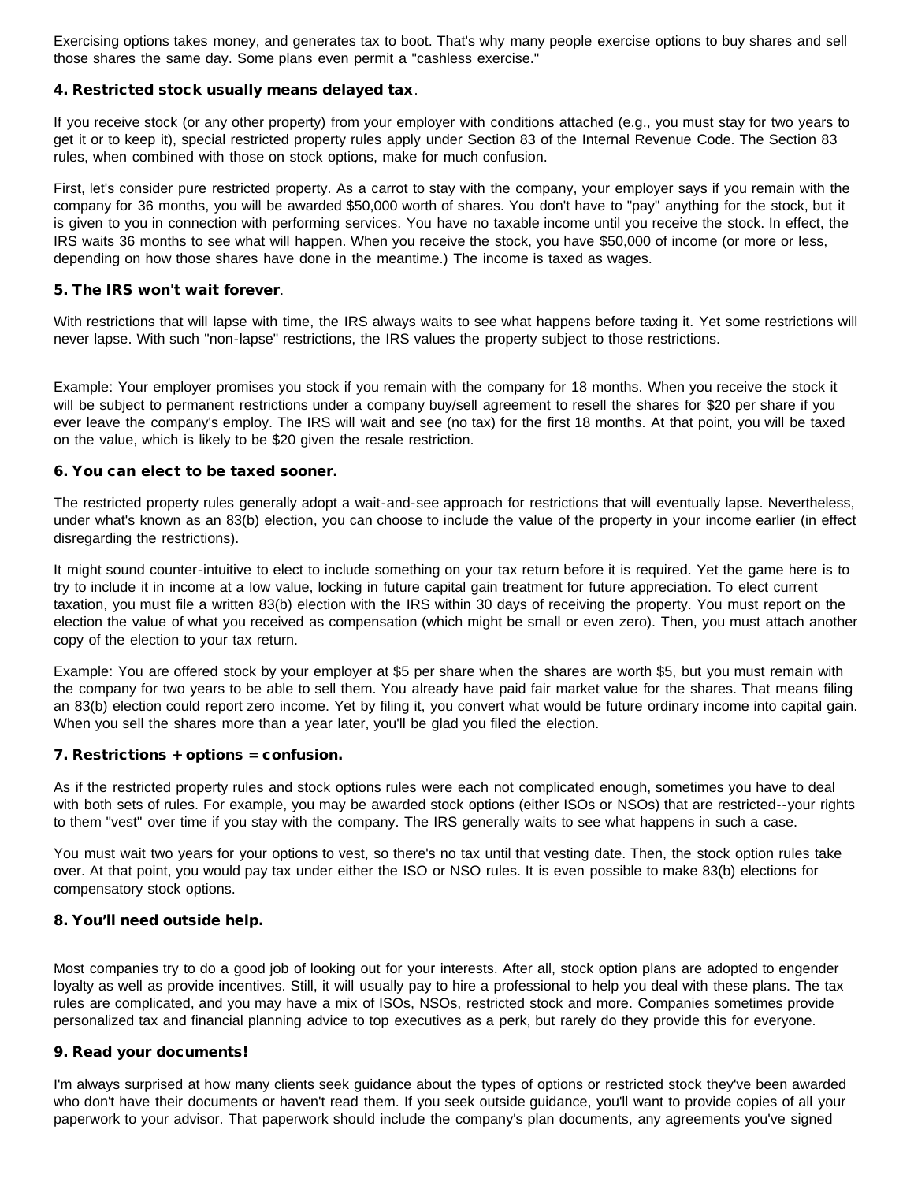Exercising options takes money, and generates tax to boot. That's why many people exercise options to buy shares and sell those shares the same day. Some plans even permit a "cashless exercise."

### 4. Restricted stock usually means delayed tax.

If you receive stock (or any other property) from your employer with conditions attached (e.g., you must stay for two years to get it or to keep it), special restricted property rules apply under Section 83 of the Internal Revenue Code. The Section 83 rules, when combined with those on stock options, make for much confusion.

First, let's consider pure restricted property. As a carrot to stay with the company, your employer says if you remain with the company for 36 months, you will be awarded $50,000 worth of shares. You don't have to "pay" anything for the stock, but it is given to you in connection with performing services. You have no taxable income until you receive the stock. In effect, the IRS waits 36 months to see what will happen. When you receive the stock, you have $50,000 of income (or more or less, depending on how those shares have done in the meantime.) The income is taxed as wages.

### 5. The IRS won't wait forever.

With restrictions that will lapse with time, the IRS always waits to see what happens before taxing it. Yet some restrictions will never lapse. With such "non-lapse" restrictions, the IRS values the property subject to those restrictions.

Example: Your employer promises you stock if you remain with the company for 18 months. When you receive the stock it will be subject to permanent restrictions under a company buy/sell agreement to resell the shares for $20 per share if you ever leave the company's employ. The IRS will wait and see (no tax) for the first 18 months. At that point, you will be taxed on the value, which is likely to be $20 given the resale restriction.

### 6. You can elect to be taxed sooner.

The restricted property rules generally adopt a wait-and-see approach for restrictions that will eventually lapse. Nevertheless, under what's known as an 83(b) election, you can choose to include the value of the property in your income earlier (in effect disregarding the restrictions).

It might sound counter-intuitive to elect to include something on your tax return before it is required. Yet the game here is to try to include it in income at a low value, locking in future capital gain treatment for future appreciation. To elect current taxation, you must file a written 83(b) election with the IRS within 30 days of receiving the property. You must report on the election the value of what you received as compensation (which might be small or even zero). Then, you must attach another copy of the election to your tax return.

Example: You are offered stock by your employer at $5 per share when the shares are worth $5, but you must remain with the company for two years to be able to sell them. You already have paid fair market value for the shares. That means filing an 83(b) election could report zero income. Yet by filing it, you convert what would be future ordinary income into capital gain. When you sell the shares more than a year later, you'll be glad you filed the election.

### 7. Restrictions + options = confusion.

As if the restricted property rules and stock options rules were each not complicated enough, sometimes you have to deal with both sets of rules. For example, you may be awarded stock options (either ISOs or NSOs) that are restricted--your rights to them "vest" over time if you stay with the company. The IRS generally waits to see what happens in such a case.

You must wait two years for your options to vest, so there's no tax until that vesting date. Then, the stock option rules take over. At that point, you would pay tax under either the ISO or NSO rules. It is even possible to make 83(b) elections for compensatory stock options.

### 8. You'll need outside help.

Most companies try to do a good job of looking out for your interests. After all, stock option plans are adopted to engender loyalty as well as provide incentives. Still, it will usually pay to hire a professional to help you deal with these plans. The tax rules are complicated, and you may have a mix of ISOs, NSOs, restricted stock and more. Companies sometimes provide personalized tax and financial planning advice to top executives as a perk, but rarely do they provide this for everyone.

### 9. Read your documents!

I'm always surprised at how many clients seek guidance about the types of options or restricted stock they've been awarded who don't have their documents or haven't read them. If you seek outside guidance, you'll want to provide copies of all your paperwork to your advisor. That paperwork should include the company's plan documents, any agreements you've signed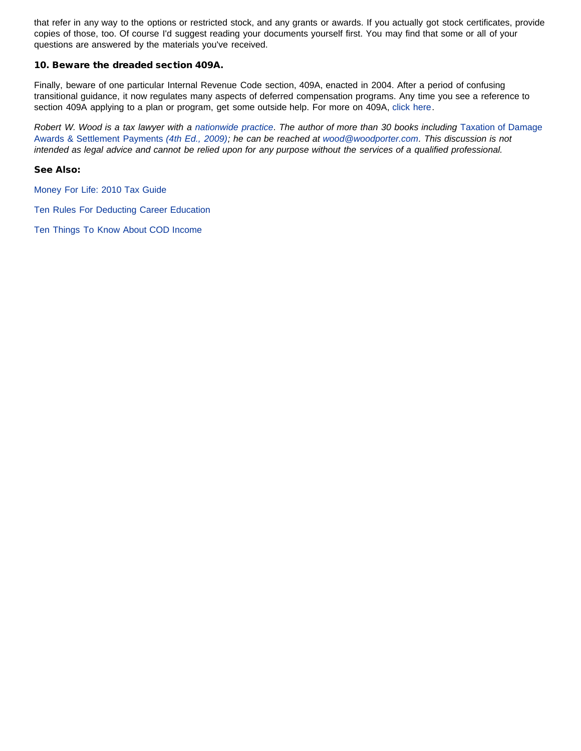that refer in any way to the options or restricted stock, and any grants or awards. If you actually got stock certificates, provide copies of those, too. Of course I'd suggest reading your documents yourself first. You may find that some or all of your questions are answered by the materials you've received.

**10. Beware the dreaded section 409A.**

Finally, beware of one particular Internal Revenue Code section, 409A, enacted in 2004. After a period of confusing transitional guidance, it now regulates many aspects of deferred compensation programs. Any time you see a reference to section 409A applying to a plan or program, get some outside help. For more on 409A, click here.

*Robert W. Wood is a tax lawyer with a nationwide practice. The author of more than 30 books including* Taxation of Damage Awards & Settlement Payments *(4th Ed., 2009); he can be reached at wood@woodporter.com. This discussion is not intended as legal advice and cannot be relied upon for any purpose without the services of a qualified professional.*

**See Also:**

Money For Life: 2010 Tax Guide

Ten Rules For Deducting Career Education

Ten Things To Know About COD Income